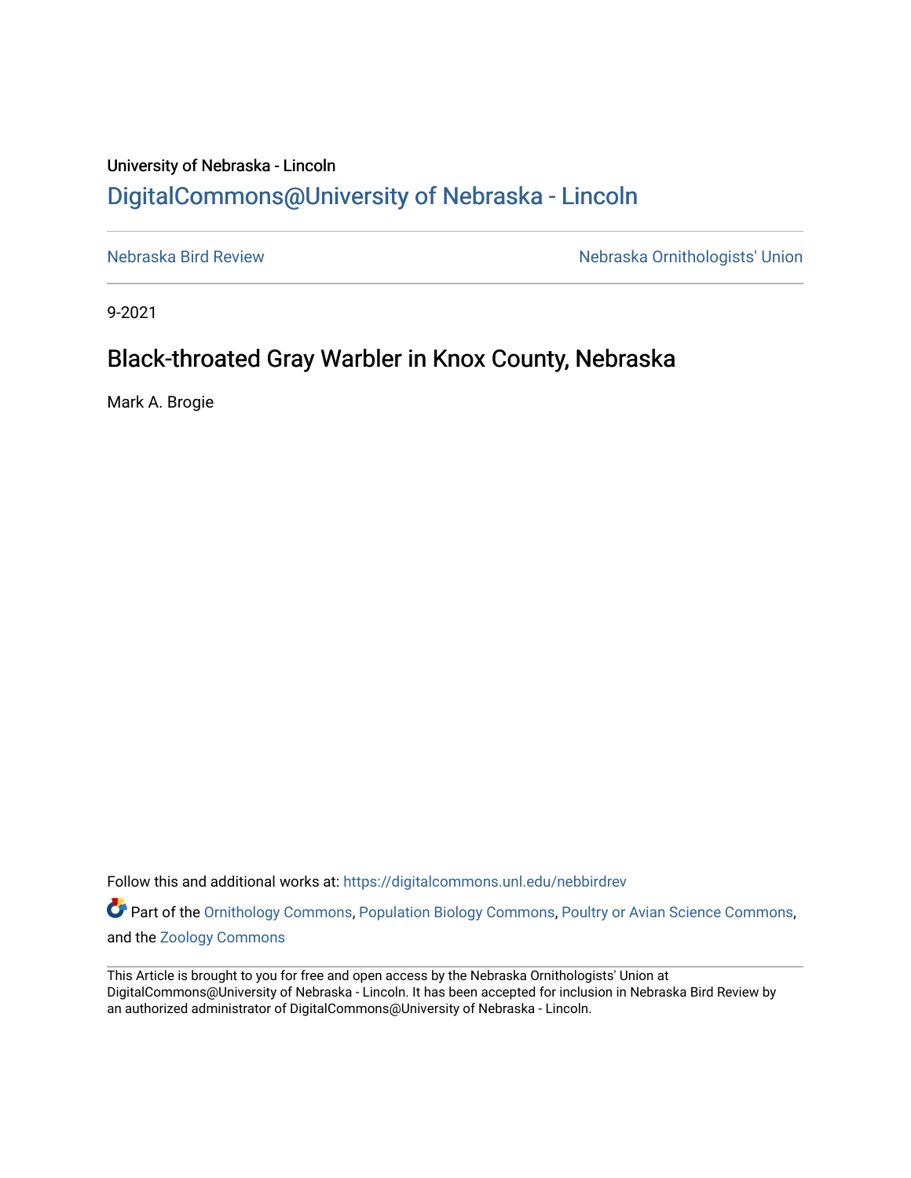University of Nebraska - Lincoln

## DigitalCommons@University of Nebraska - Lincoln

Nebraska Bird Review

Nebraska Ornithologists' Union

9-2021

# Black-throated Gray Warbler in Knox County, Nebraska

Mark A. Brogie

Follow this and additional works at: https://digitalcommons.unl.edu/nebbirdrev

Part of the Ornithology Commons, Population Biology Commons, Poultry or Avian Science Commons, and the Zoology Commons

This Article is brought to you for free and open access by the Nebraska Ornithologists' Union at DigitalCommons@University of Nebraska - Lincoln. It has been accepted for inclusion in Nebraska Bird Review by an authorized administrator of DigitalCommons@University of Nebraska - Lincoln.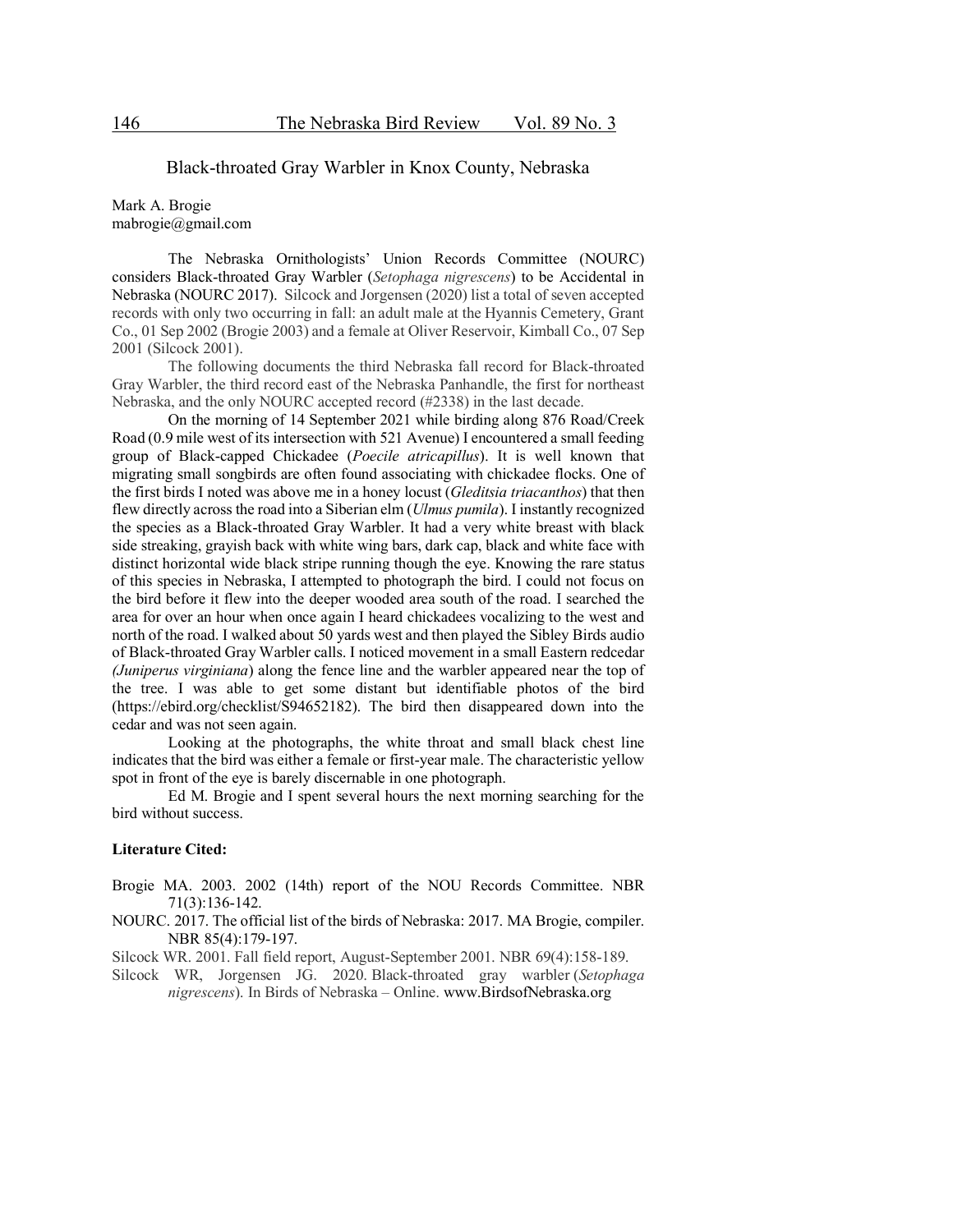# Black-throated Gray Warbler in Knox County, Nebraska

Mark A. Brogie
mabrogie@gmail.com

The Nebraska Ornithologists' Union Records Committee (NOURC) considers Black-throated Gray Warbler (*Setophaga nigrescens*) to be Accidental in Nebraska (NOURC 2017). Silcock and Jorgensen (2020) list a total of seven accepted records with only two occurring in fall: an adult male at the Hyannis Cemetery, Grant Co., 01 Sep 2002 (Brogie 2003) and a female at Oliver Reservoir, Kimball Co., 07 Sep 2001 (Silcock 2001).

The following documents the third Nebraska fall record for Black-throated Gray Warbler, the third record east of the Nebraska Panhandle, the first for northeast Nebraska, and the only NOURC accepted record (#2338) in the last decade.

On the morning of 14 September 2021 while birding along 876 Road/Creek Road (0.9 mile west of its intersection with 521 Avenue) I encountered a small feeding group of Black-capped Chickadee (*Poecile atricapillus*). It is well known that migrating small songbirds are often found associating with chickadee flocks. One of the first birds I noted was above me in a honey locust (*Gleditsia triacanthos*) that then flew directly across the road into a Siberian elm (*Ulmus pumila*). I instantly recognized the species as a Black-throated Gray Warbler. It had a very white breast with black side streaking, grayish back with white wing bars, dark cap, black and white face with distinct horizontal wide black stripe running though the eye. Knowing the rare status of this species in Nebraska, I attempted to photograph the bird. I could not focus on the bird before it flew into the deeper wooded area south of the road. I searched the area for over an hour when once again I heard chickadees vocalizing to the west and north of the road. I walked about 50 yards west and then played the Sibley Birds audio of Black-throated Gray Warbler calls. I noticed movement in a small Eastern redcedar (*Juniperus virginiana*) along the fence line and the warbler appeared near the top of the tree. I was able to get some distant but identifiable photos of the bird (https://ebird.org/checklist/S94652182). The bird then disappeared down into the cedar and was not seen again.

Looking at the photographs, the white throat and small black chest line indicates that the bird was either a female or first-year male. The characteristic yellow spot in front of the eye is barely discernable in one photograph.

Ed M. Brogie and I spent several hours the next morning searching for the bird without success.

**Literature Cited:**

Brogie MA. 2003. 2002 (14th) report of the NOU Records Committee. NBR 71(3):136-142.

NOURC. 2017. The official list of the birds of Nebraska: 2017. MA Brogie, compiler. NBR 85(4):179-197.

Silcock WR. 2001. Fall field report, August-September 2001. NBR 69(4):158-189.

Silcock WR, Jorgensen JG. 2020. Black-throated gray warbler (*Setophaga nigrescens*). In Birds of Nebraska – Online. www.BirdsofNebraska.org